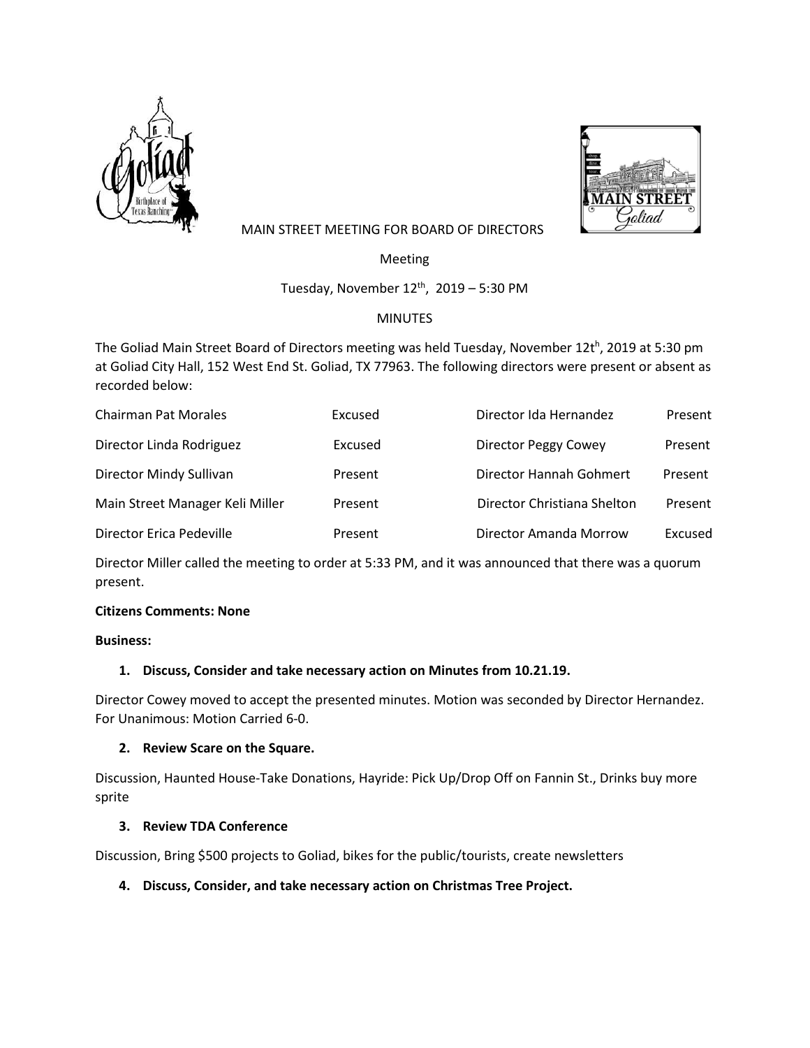MAIN STREET MEETING FOR BOARD OF DIRECTORS

Meeting

Tuesday, November 12th, 2019 – 5:30 PM

MINUTES

The Goliad Main Street Board of Directors meeting was held Tuesday, November 12th, 2019 at 5:30 pm at Goliad City Hall, 152 West End St. Goliad, TX 77963. The following directors were present or absent as recorded below:

| | | | |
|---|---|---|---|
| Chairman Pat Morales | Excused | Director Ida Hernandez | Present |
| Director Linda Rodriguez | Excused | Director Peggy Cowey | Present |
| Director Mindy Sullivan | Present | Director Hannah Gohmert | Present |
| Main Street Manager Keli Miller | Present | Director Christiana Shelton | Present |
| Director Erica Pedeville | Present | Director Amanda Morrow | Excused |

Director Miller called the meeting to order at 5:33 PM, and it was announced that there was a quorum present.

**Citizens Comments: None**

**Business:**

1. **Discuss, Consider and take necessary action on Minutes from 10.21.19.**

Director Cowey moved to accept the presented minutes. Motion was seconded by Director Hernandez. For Unanimous: Motion Carried 6-0.

2. **Review Scare on the Square.**

Discussion, Haunted House-Take Donations, Hayride: Pick Up/Drop Off on Fannin St., Drinks buy more sprite

3. **Review TDA Conference**

Discussion, Bring $500 projects to Goliad, bikes for the public/tourists, create newsletters

4. **Discuss, Consider, and take necessary action on Christmas Tree Project.**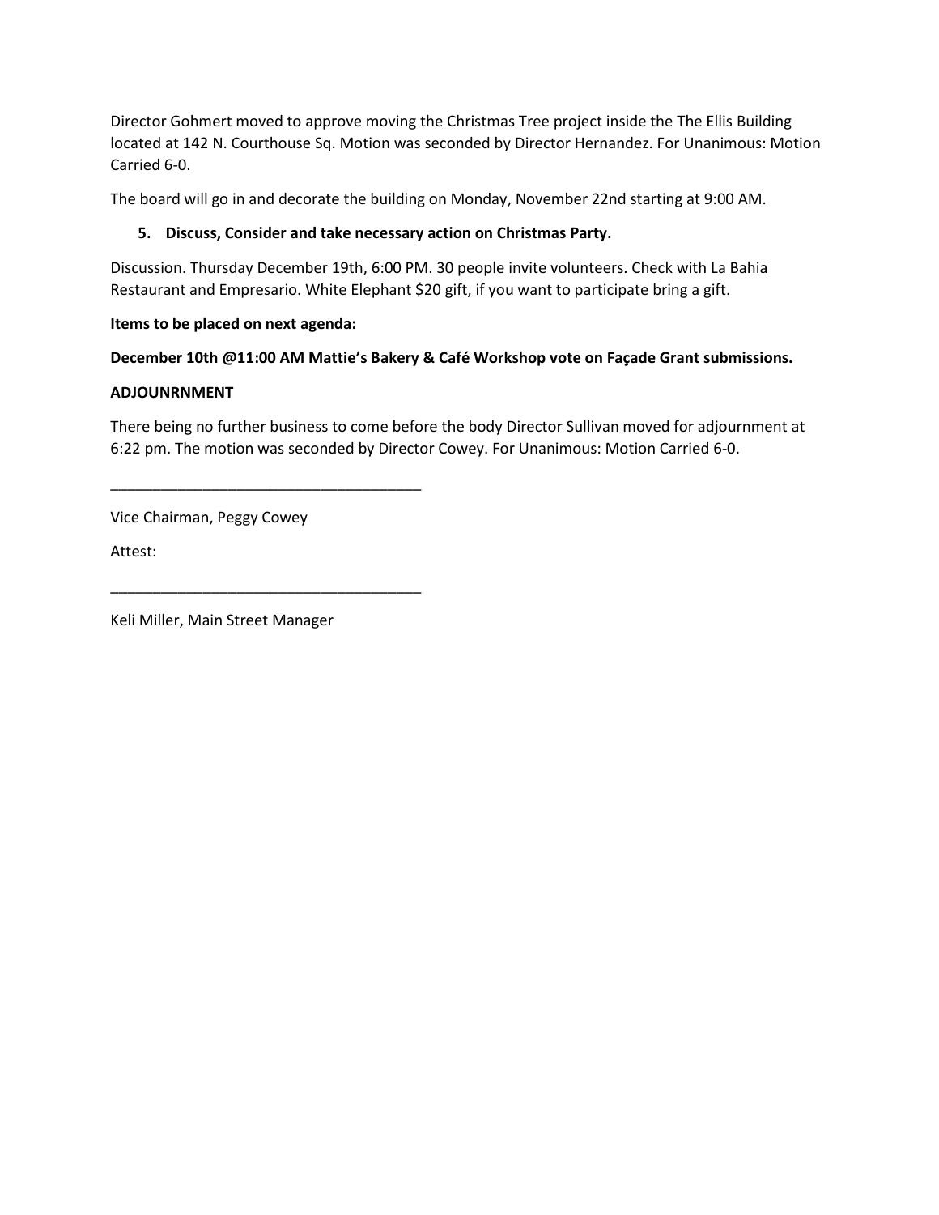Director Gohmert moved to approve moving the Christmas Tree project inside the The Ellis Building located at 142 N. Courthouse Sq. Motion was seconded by Director Hernandez. For Unanimous: Motion Carried 6-0.

The board will go in and decorate the building on Monday, November 22nd starting at 9:00 AM.

5. **Discuss, Consider and take necessary action on Christmas Party.**

Discussion. Thursday December 19th, 6:00 PM. 30 people invite volunteers. Check with La Bahia Restaurant and Empresario. White Elephant $20 gift, if you want to participate bring a gift.

**Items to be placed on next agenda:**

**December 10th @11:00 AM Mattie's Bakery & Café Workshop vote on Façade Grant submissions.**

**ADJOUNRNMENT**

There being no further business to come before the body Director Sullivan moved for adjournment at 6:22 pm. The motion was seconded by Director Cowey. For Unanimous: Motion Carried 6-0.

\_\_\_\_\_\_\_\_\_\_\_\_\_\_\_\_\_\_\_\_\_\_\_\_\_\_\_\_\_\_\_\_\_\_\_\_\_\_

Vice Chairman, Peggy Cowey

Attest:

\_\_\_\_\_\_\_\_\_\_\_\_\_\_\_\_\_\_\_\_\_\_\_\_\_\_\_\_\_\_\_\_\_\_\_\_\_\_

Keli Miller, Main Street Manager